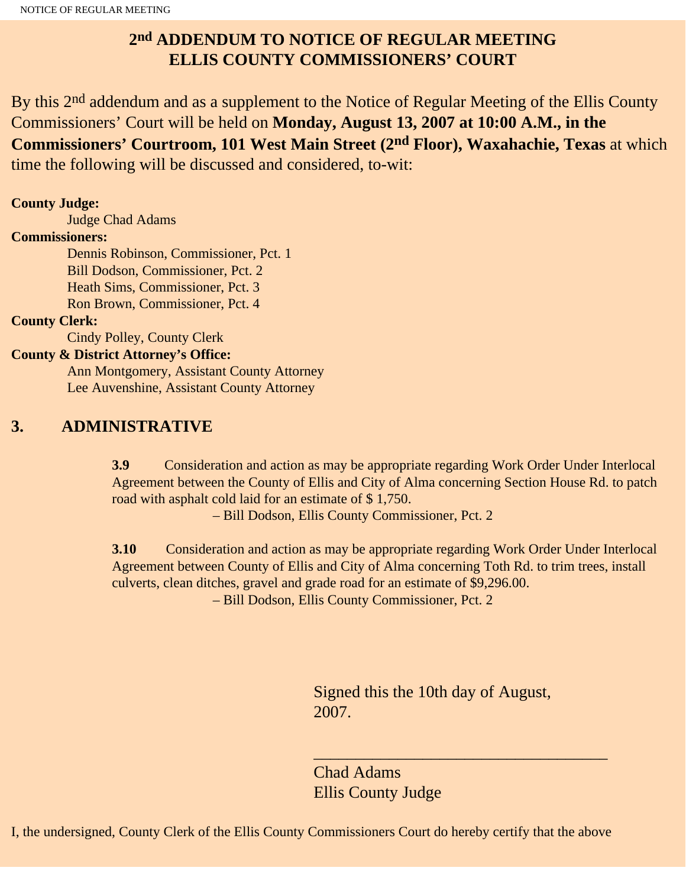# 2nd ADDENDUM TO NOTICE OF REGULAR MEETING
# ELLIS COUNTY COMMISSIONERS' COURT

By this 2nd addendum and as a supplement to the Notice of Regular Meeting of the Ellis County Commissioners' Court will be held on **Monday, August 13, 2007 at 10:00 A.M., in the Commissioners' Courtroom, 101 West Main Street (2nd Floor), Waxahachie, Texas** at which time the following will be discussed and considered, to-wit:

**County Judge:**
Judge Chad Adams

**Commissioners:**
Dennis Robinson, Commissioner, Pct. 1
Bill Dodson, Commissioner, Pct. 2
Heath Sims, Commissioner, Pct. 3
Ron Brown, Commissioner, Pct. 4

**County Clerk:**
Cindy Polley, County Clerk

**County & District Attorney's Office:**
Ann Montgomery, Assistant County Attorney
Lee Auvenshine, Assistant County Attorney

## 3. ADMINISTRATIVE

**3.9** Consideration and action as may be appropriate regarding Work Order Under Interlocal Agreement between the County of Ellis and City of Alma concerning Section House Rd. to patch road with asphalt cold laid for an estimate of $ 1,750.
– Bill Dodson, Ellis County Commissioner, Pct. 2

**3.10** Consideration and action as may be appropriate regarding Work Order Under Interlocal Agreement between County of Ellis and City of Alma concerning Toth Rd. to trim trees, install culverts, clean ditches, gravel and grade road for an estimate of $9,296.00.
– Bill Dodson, Ellis County Commissioner, Pct. 2

Signed this the 10th day of August, 2007.

___________________________________
Chad Adams
Ellis County Judge

I, the undersigned, County Clerk of the Ellis County Commissioners Court do hereby certify that the above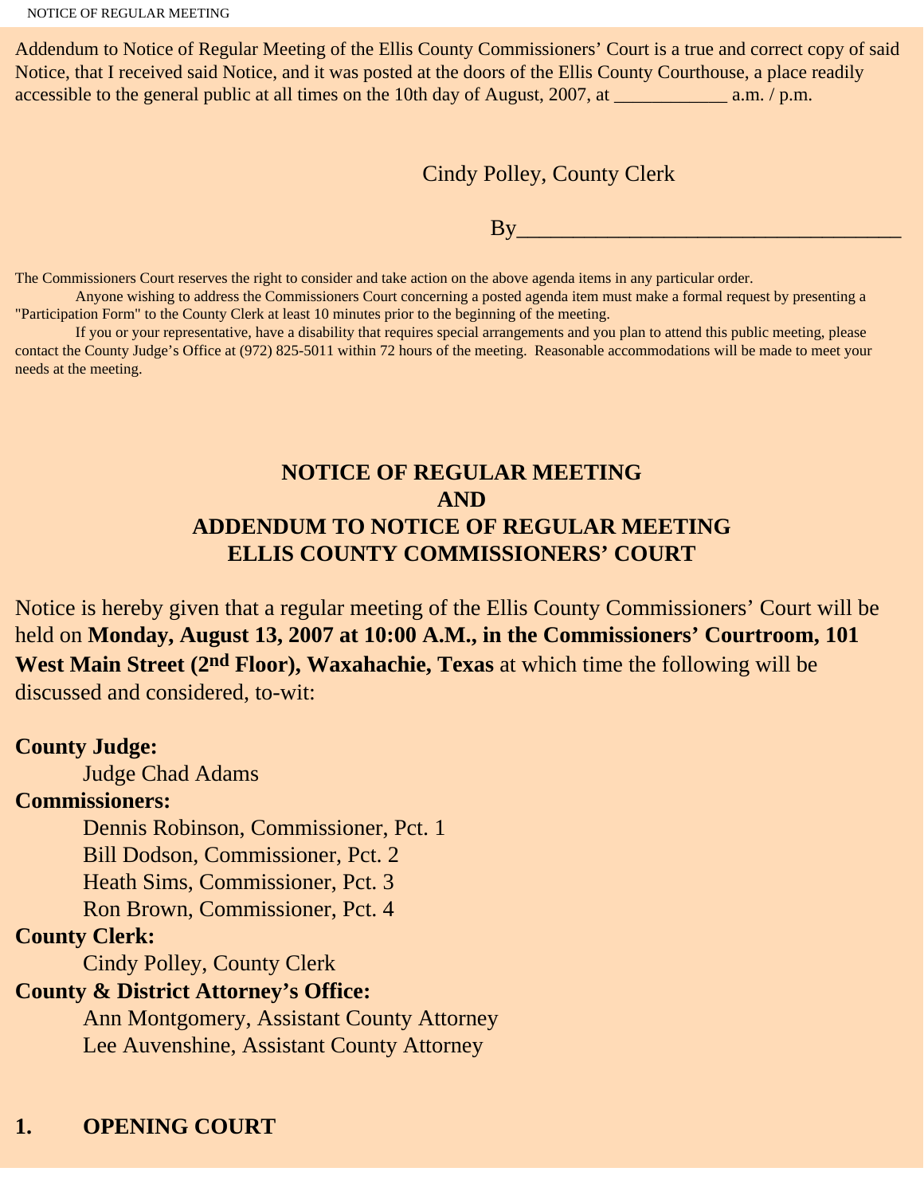Addendum to Notice of Regular Meeting of the Ellis County Commissioners' Court is a true and correct copy of said Notice, that I received said Notice, and it was posted at the doors of the Ellis County Courthouse, a place readily accessible to the general public at all times on the 10th day of August, 2007, at ____________ a.m. / p.m.

Cindy Polley, County Clerk

By___________________________________

The Commissioners Court reserves the right to consider and take action on the above agenda items in any particular order.

Anyone wishing to address the Commissioners Court concerning a posted agenda item must make a formal request by presenting a "Participation Form" to the County Clerk at least 10 minutes prior to the beginning of the meeting.

If you or your representative, have a disability that requires special arrangements and you plan to attend this public meeting, please contact the County Judge's Office at (972) 825-5011 within 72 hours of the meeting. Reasonable accommodations will be made to meet your needs at the meeting.

# NOTICE OF REGULAR MEETING
# AND
# ADDENDUM TO NOTICE OF REGULAR MEETING
# ELLIS COUNTY COMMISSIONERS' COURT

Notice is hereby given that a regular meeting of the Ellis County Commissioners' Court will be held on **Monday, August 13, 2007 at 10:00 A.M., in the Commissioners' Courtroom, 101 West Main Street (2nd Floor), Waxahachie, Texas** at which time the following will be discussed and considered, to-wit:

**County Judge:**

Judge Chad Adams

**Commissioners:**

Dennis Robinson, Commissioner, Pct. 1
Bill Dodson, Commissioner, Pct. 2
Heath Sims, Commissioner, Pct. 3
Ron Brown, Commissioner, Pct. 4

**County Clerk:**

Cindy Polley, County Clerk

**County & District Attorney's Office:**

Ann Montgomery, Assistant County Attorney
Lee Auvenshine, Assistant County Attorney

**1. OPENING COURT**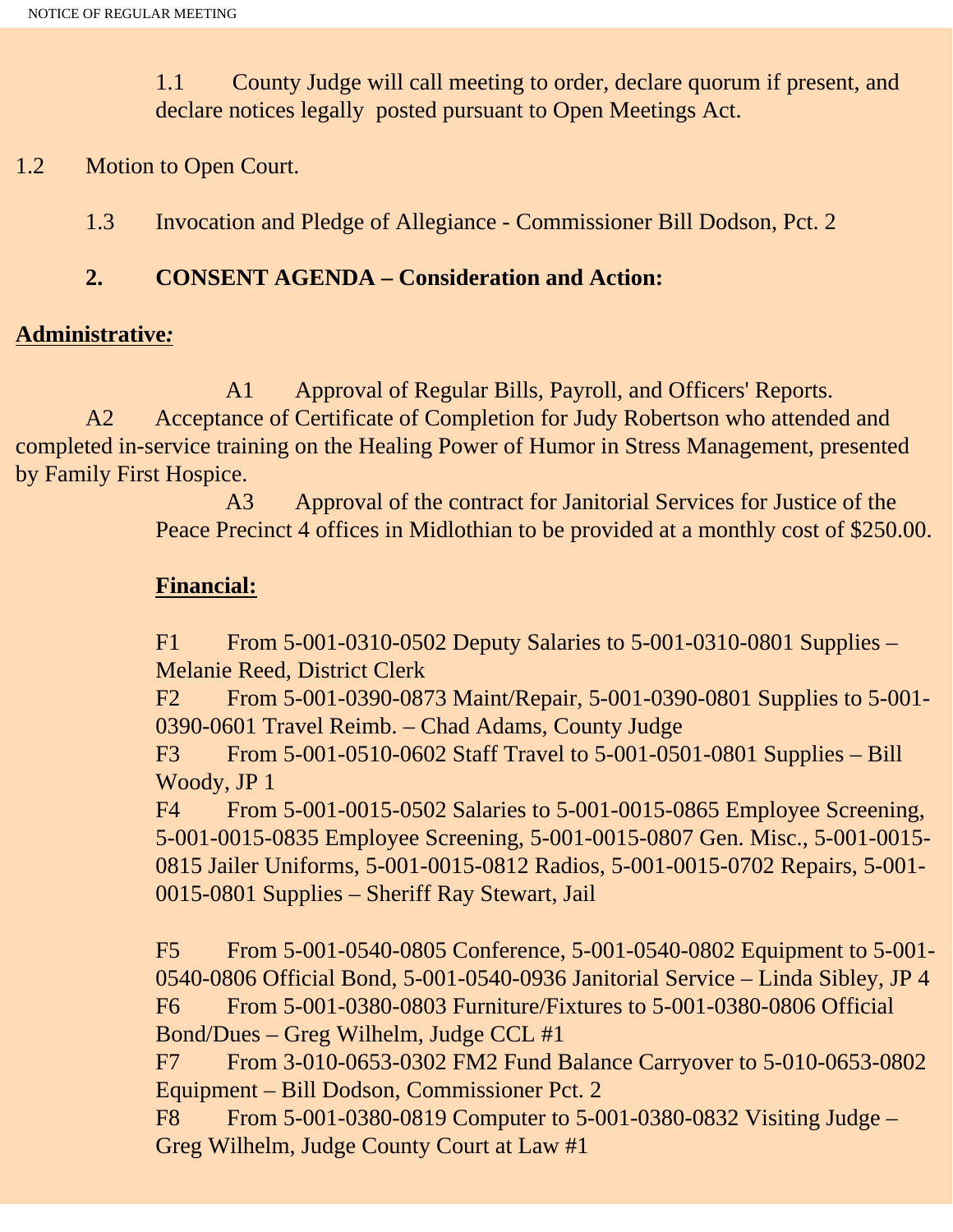1.1 County Judge will call meeting to order, declare quorum if present, and declare notices legally posted pursuant to Open Meetings Act.

1.2 Motion to Open Court.

1.3 Invocation and Pledge of Allegiance - Commissioner Bill Dodson, Pct. 2

**2. CONSENT AGENDA – Consideration and Action:**

**Administrative:**

A1 Approval of Regular Bills, Payroll, and Officers' Reports.

A2 Acceptance of Certificate of Completion for Judy Robertson who attended and completed in-service training on the Healing Power of Humor in Stress Management, presented by Family First Hospice.

A3 Approval of the contract for Janitorial Services for Justice of the Peace Precinct 4 offices in Midlothian to be provided at a monthly cost of $250.00.

**Financial:**

F1 From 5-001-0310-0502 Deputy Salaries to 5-001-0310-0801 Supplies – Melanie Reed, District Clerk

F2 From 5-001-0390-0873 Maint/Repair, 5-001-0390-0801 Supplies to 5-001-0390-0601 Travel Reimb. – Chad Adams, County Judge

F3 From 5-001-0510-0602 Staff Travel to 5-001-0501-0801 Supplies – Bill Woody, JP 1

F4 From 5-001-0015-0502 Salaries to 5-001-0015-0865 Employee Screening, 5-001-0015-0835 Employee Screening, 5-001-0015-0807 Gen. Misc., 5-001-0015-0815 Jailer Uniforms, 5-001-0015-0812 Radios, 5-001-0015-0702 Repairs, 5-001-0015-0801 Supplies – Sheriff Ray Stewart, Jail

F5 From 5-001-0540-0805 Conference, 5-001-0540-0802 Equipment to 5-001-0540-0806 Official Bond, 5-001-0540-0936 Janitorial Service – Linda Sibley, JP 4

F6 From 5-001-0380-0803 Furniture/Fixtures to 5-001-0380-0806 Official Bond/Dues – Greg Wilhelm, Judge CCL #1

F7 From 3-010-0653-0302 FM2 Fund Balance Carryover to 5-010-0653-0802 Equipment – Bill Dodson, Commissioner Pct. 2

F8 From 5-001-0380-0819 Computer to 5-001-0380-0832 Visiting Judge – Greg Wilhelm, Judge County Court at Law #1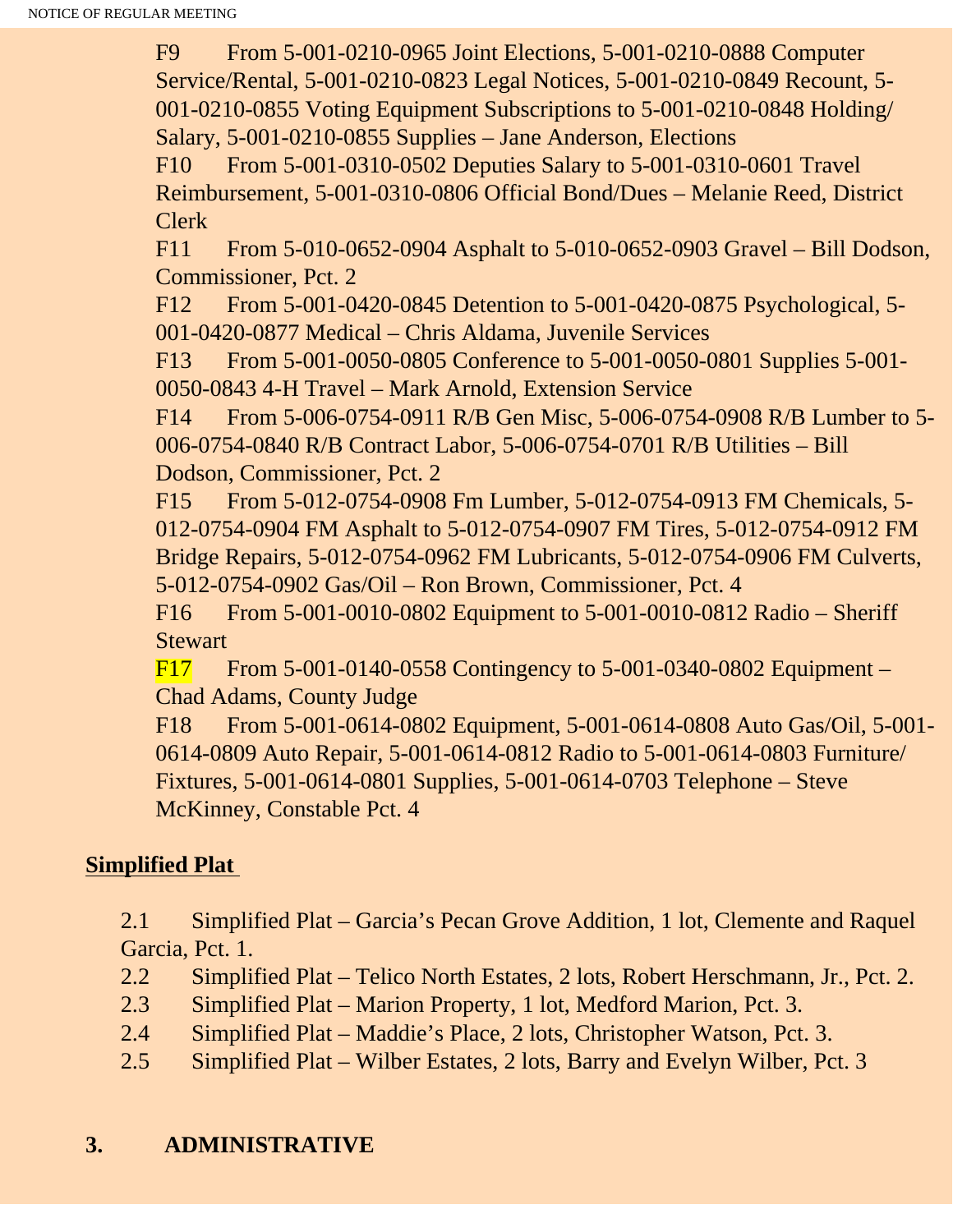F9 From 5-001-0210-0965 Joint Elections, 5-001-0210-0888 Computer Service/Rental, 5-001-0210-0823 Legal Notices, 5-001-0210-0849 Recount, 5-001-0210-0855 Voting Equipment Subscriptions to 5-001-0210-0848 Holding/Salary, 5-001-0210-0855 Supplies – Jane Anderson, Elections

F10 From 5-001-0310-0502 Deputies Salary to 5-001-0310-0601 Travel Reimbursement, 5-001-0310-0806 Official Bond/Dues – Melanie Reed, District Clerk

F11 From 5-010-0652-0904 Asphalt to 5-010-0652-0903 Gravel – Bill Dodson, Commissioner, Pct. 2

F12 From 5-001-0420-0845 Detention to 5-001-0420-0875 Psychological, 5-001-0420-0877 Medical – Chris Aldama, Juvenile Services

F13 From 5-001-0050-0805 Conference to 5-001-0050-0801 Supplies 5-001-0050-0843 4-H Travel – Mark Arnold, Extension Service

F14 From 5-006-0754-0911 R/B Gen Misc, 5-006-0754-0908 R/B Lumber to 5-006-0754-0840 R/B Contract Labor, 5-006-0754-0701 R/B Utilities – Bill Dodson, Commissioner, Pct. 2

F15 From 5-012-0754-0908 Fm Lumber, 5-012-0754-0913 FM Chemicals, 5-012-0754-0904 FM Asphalt to 5-012-0754-0907 FM Tires, 5-012-0754-0912 FM Bridge Repairs, 5-012-0754-0962 FM Lubricants, 5-012-0754-0906 FM Culverts, 5-012-0754-0902 Gas/Oil – Ron Brown, Commissioner, Pct. 4

F16 From 5-001-0010-0802 Equipment to 5-001-0010-0812 Radio – Sheriff Stewart

F17 From 5-001-0140-0558 Contingency to 5-001-0340-0802 Equipment – Chad Adams, County Judge

F18 From 5-001-0614-0802 Equipment, 5-001-0614-0808 Auto Gas/Oil, 5-001-0614-0809 Auto Repair, 5-001-0614-0812 Radio to 5-001-0614-0803 Furniture/Fixtures, 5-001-0614-0801 Supplies, 5-001-0614-0703 Telephone – Steve McKinney, Constable Pct. 4

**Simplified Plat**

2.1 Simplified Plat – Garcia's Pecan Grove Addition, 1 lot, Clemente and Raquel Garcia, Pct. 1.

2.2 Simplified Plat – Telico North Estates, 2 lots, Robert Herschmann, Jr., Pct. 2.

2.3 Simplified Plat – Marion Property, 1 lot, Medford Marion, Pct. 3.

2.4 Simplified Plat – Maddie's Place, 2 lots, Christopher Watson, Pct. 3.

2.5 Simplified Plat – Wilber Estates, 2 lots, Barry and Evelyn Wilber, Pct. 3

**3. ADMINISTRATIVE**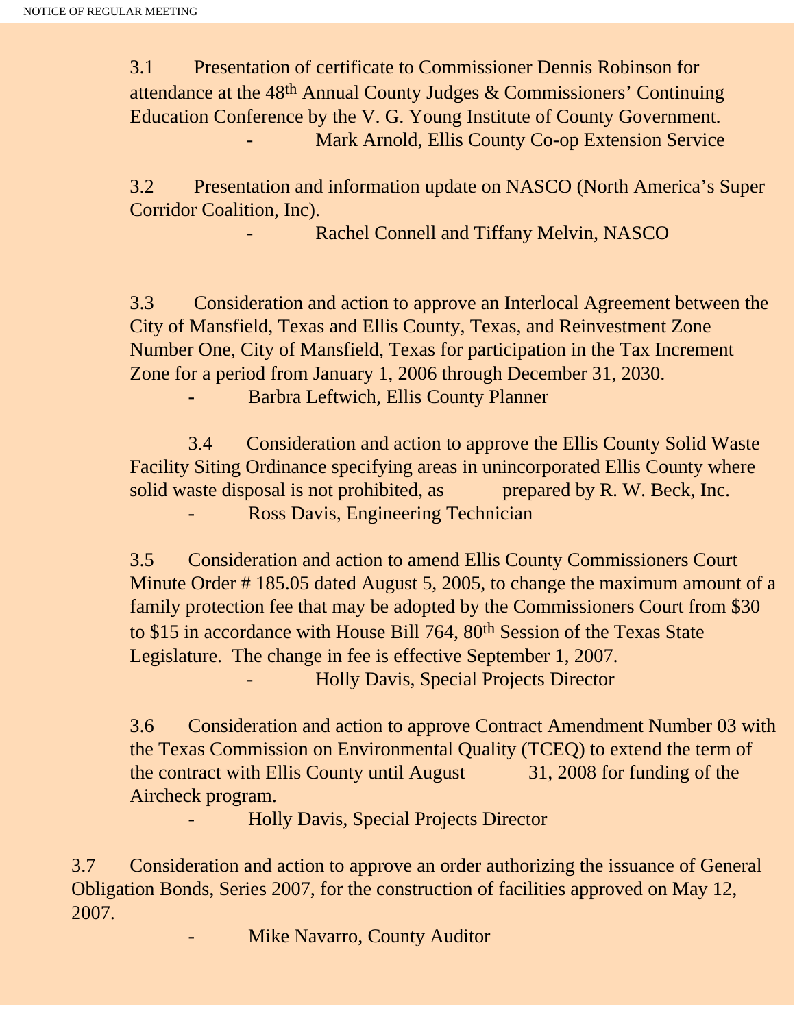3.1 Presentation of certificate to Commissioner Dennis Robinson for attendance at the 48th Annual County Judges & Commissioners' Continuing Education Conference by the V. G. Young Institute of County Government.

- Mark Arnold, Ellis County Co-op Extension Service

3.2 Presentation and information update on NASCO (North America's Super Corridor Coalition, Inc).

- Rachel Connell and Tiffany Melvin, NASCO

3.3 Consideration and action to approve an Interlocal Agreement between the City of Mansfield, Texas and Ellis County, Texas, and Reinvestment Zone Number One, City of Mansfield, Texas for participation in the Tax Increment Zone for a period from January 1, 2006 through December 31, 2030.

- Barbra Leftwich, Ellis County Planner

3.4 Consideration and action to approve the Ellis County Solid Waste Facility Siting Ordinance specifying areas in unincorporated Ellis County where solid waste disposal is not prohibited, as prepared by R. W. Beck, Inc.

- Ross Davis, Engineering Technician

3.5 Consideration and action to amend Ellis County Commissioners Court Minute Order # 185.05 dated August 5, 2005, to change the maximum amount of a family protection fee that may be adopted by the Commissioners Court from $30 to $15 in accordance with House Bill 764, 80th Session of the Texas State Legislature. The change in fee is effective September 1, 2007.

- Holly Davis, Special Projects Director

3.6 Consideration and action to approve Contract Amendment Number 03 with the Texas Commission on Environmental Quality (TCEQ) to extend the term of the contract with Ellis County until August 31, 2008 for funding of the Aircheck program.

- Holly Davis, Special Projects Director

3.7 Consideration and action to approve an order authorizing the issuance of General Obligation Bonds, Series 2007, for the construction of facilities approved on May 12, 2007.

- Mike Navarro, County Auditor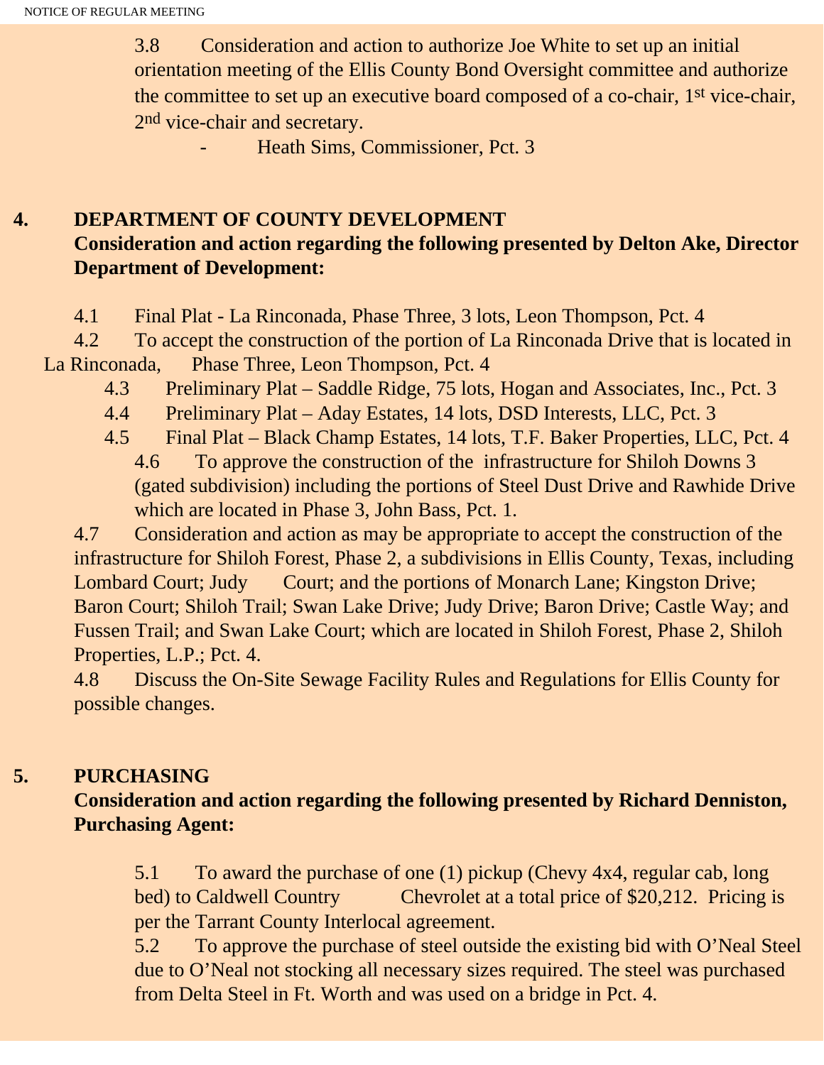3.8 Consideration and action to authorize Joe White to set up an initial orientation meeting of the Ellis County Bond Oversight committee and authorize the committee to set up an executive board composed of a co-chair, 1st vice-chair, 2nd vice-chair and secretary.

- Heath Sims, Commissioner, Pct. 3

## 4. DEPARTMENT OF COUNTY DEVELOPMENT

**Consideration and action regarding the following presented by Delton Ake, Director Department of Development:**

4.1 Final Plat - La Rinconada, Phase Three, 3 lots, Leon Thompson, Pct. 4

4.2 To accept the construction of the portion of La Rinconada Drive that is located in La Rinconada, Phase Three, Leon Thompson, Pct. 4

4.3 Preliminary Plat – Saddle Ridge, 75 lots, Hogan and Associates, Inc., Pct. 3

4.4 Preliminary Plat – Aday Estates, 14 lots, DSD Interests, LLC, Pct. 3

4.5 Final Plat – Black Champ Estates, 14 lots, T.F. Baker Properties, LLC, Pct. 4

4.6 To approve the construction of the infrastructure for Shiloh Downs 3 (gated subdivision) including the portions of Steel Dust Drive and Rawhide Drive which are located in Phase 3, John Bass, Pct. 1.

4.7 Consideration and action as may be appropriate to accept the construction of the infrastructure for Shiloh Forest, Phase 2, a subdivisions in Ellis County, Texas, including Lombard Court; Judy Court; and the portions of Monarch Lane; Kingston Drive; Baron Court; Shiloh Trail; Swan Lake Drive; Judy Drive; Baron Drive; Castle Way; and Fussen Trail; and Swan Lake Court; which are located in Shiloh Forest, Phase 2, Shiloh Properties, L.P.; Pct. 4.

4.8 Discuss the On-Site Sewage Facility Rules and Regulations for Ellis County for possible changes.

## 5. PURCHASING

**Consideration and action regarding the following presented by Richard Denniston, Purchasing Agent:**

5.1 To award the purchase of one (1) pickup (Chevy 4x4, regular cab, long bed) to Caldwell Country Chevrolet at a total price of $20,212. Pricing is per the Tarrant County Interlocal agreement.

5.2 To approve the purchase of steel outside the existing bid with O'Neal Steel due to O'Neal not stocking all necessary sizes required. The steel was purchased from Delta Steel in Ft. Worth and was used on a bridge in Pct. 4.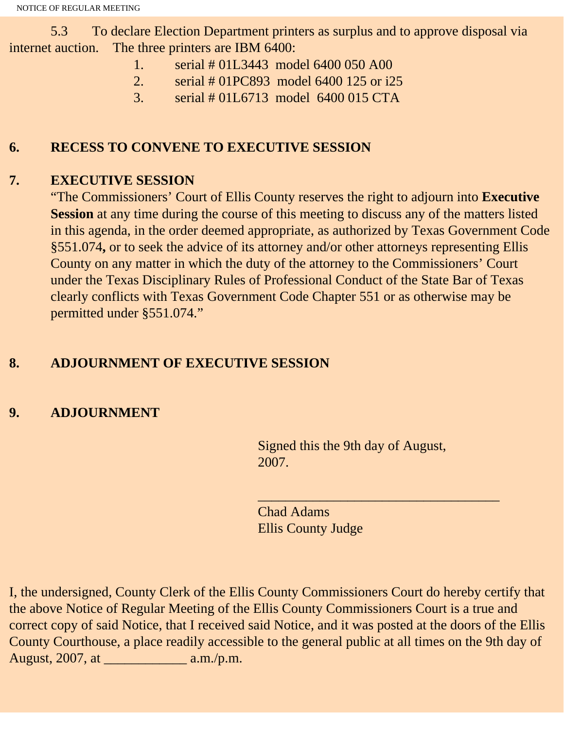5.3 To declare Election Department printers as surplus and to approve disposal via internet auction. The three printers are IBM 6400:

1. serial # 01L3443 model 6400 050 A00
2. serial # 01PC893 model 6400 125 or i25
3. serial # 01L6713 model 6400 015 CTA

**6. RECESS TO CONVENE TO EXECUTIVE SESSION**

**7. EXECUTIVE SESSION**

"The Commissioners' Court of Ellis County reserves the right to adjourn into **Executive Session** at any time during the course of this meeting to discuss any of the matters listed in this agenda, in the order deemed appropriate, as authorized by Texas Government Code §551.074**,** or to seek the advice of its attorney and/or other attorneys representing Ellis County on any matter in which the duty of the attorney to the Commissioners' Court under the Texas Disciplinary Rules of Professional Conduct of the State Bar of Texas clearly conflicts with Texas Government Code Chapter 551 or as otherwise may be permitted under §551.074."

**8. ADJOURNMENT OF EXECUTIVE SESSION**

**9. ADJOURNMENT**

Signed this the 9th day of August, 2007.

____________________________________

Chad Adams
Ellis County Judge

I, the undersigned, County Clerk of the Ellis County Commissioners Court do hereby certify that the above Notice of Regular Meeting of the Ellis County Commissioners Court is a true and correct copy of said Notice, that I received said Notice, and it was posted at the doors of the Ellis County Courthouse, a place readily accessible to the general public at all times on the 9th day of August, 2007, at ____________ a.m./p.m.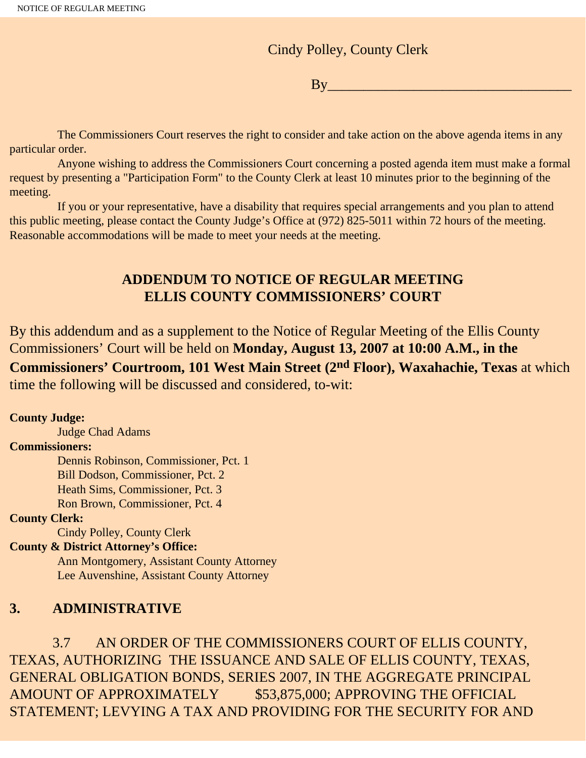Cindy Polley, County Clerk

By___________________________________

The Commissioners Court reserves the right to consider and take action on the above agenda items in any particular order.

Anyone wishing to address the Commissioners Court concerning a posted agenda item must make a formal request by presenting a "Participation Form" to the County Clerk at least 10 minutes prior to the beginning of the meeting.

If you or your representative, have a disability that requires special arrangements and you plan to attend this public meeting, please contact the County Judge's Office at (972) 825-5011 within 72 hours of the meeting. Reasonable accommodations will be made to meet your needs at the meeting.

## ADDENDUM TO NOTICE OF REGULAR MEETING
## ELLIS COUNTY COMMISSIONERS' COURT

By this addendum and as a supplement to the Notice of Regular Meeting of the Ellis County Commissioners' Court will be held on **Monday, August 13, 2007 at 10:00 A.M., in the Commissioners' Courtroom, 101 West Main Street (2nd Floor), Waxahachie, Texas** at which time the following will be discussed and considered, to-wit:

**County Judge:**
Judge Chad Adams

**Commissioners:**
Dennis Robinson, Commissioner, Pct. 1
Bill Dodson, Commissioner, Pct. 2
Heath Sims, Commissioner, Pct. 3
Ron Brown, Commissioner, Pct. 4

**County Clerk:**
Cindy Polley, County Clerk

**County & District Attorney's Office:**
Ann Montgomery, Assistant County Attorney
Lee Auvenshine, Assistant County Attorney

## 3. ADMINISTRATIVE

3.7 AN ORDER OF THE COMMISSIONERS COURT OF ELLIS COUNTY, TEXAS, AUTHORIZING THE ISSUANCE AND SALE OF ELLIS COUNTY, TEXAS, GENERAL OBLIGATION BONDS, SERIES 2007, IN THE AGGREGATE PRINCIPAL AMOUNT OF APPROXIMATELY $53,875,000; APPROVING THE OFFICIAL STATEMENT; LEVYING A TAX AND PROVIDING FOR THE SECURITY FOR AND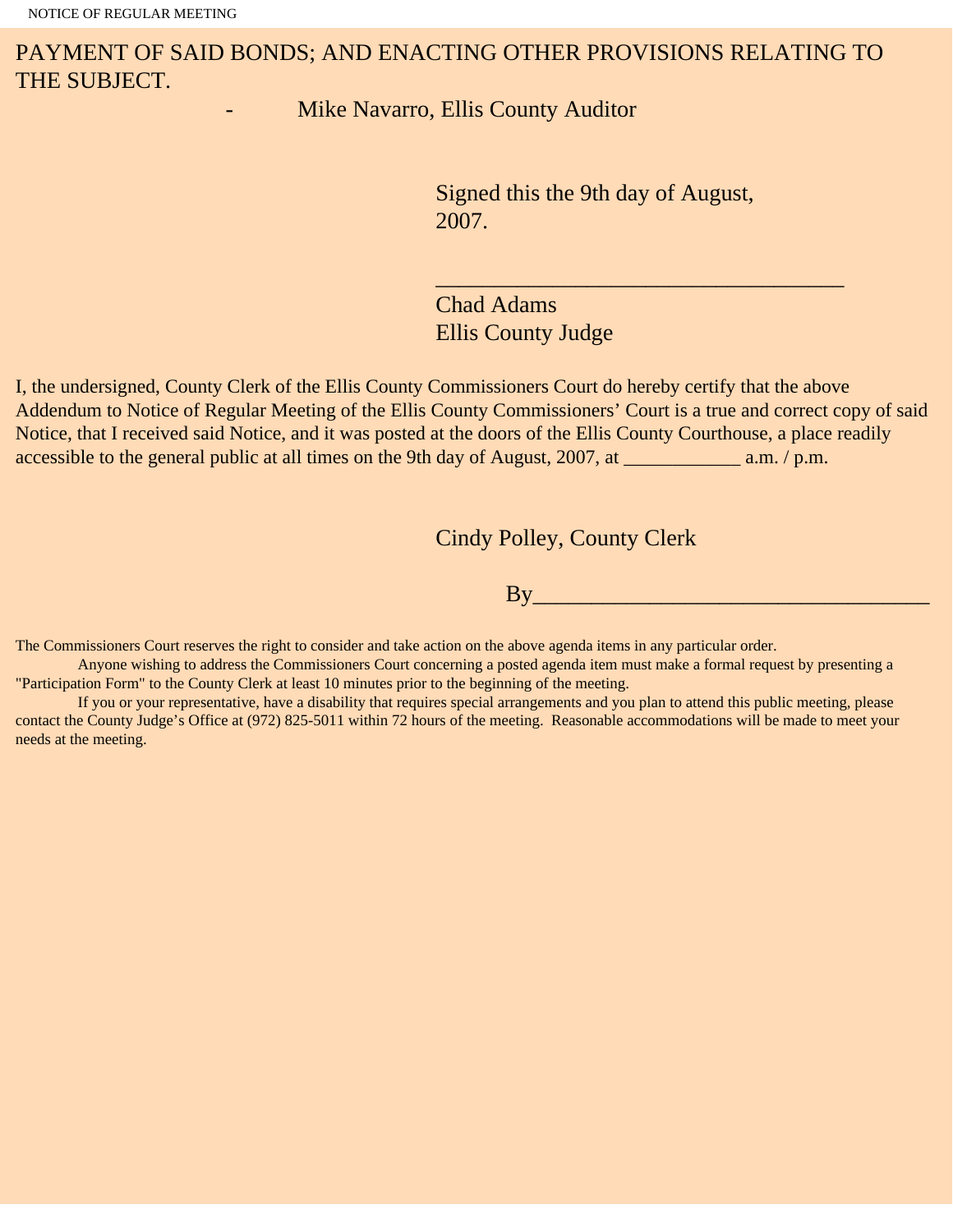PAYMENT OF SAID BONDS; AND ENACTING OTHER PROVISIONS RELATING TO THE SUBJECT.

- Mike Navarro, Ellis County Auditor

Signed this the 9th day of August, 2007.

___________________________________

Chad Adams
Ellis County Judge

I, the undersigned, County Clerk of the Ellis County Commissioners Court do hereby certify that the above Addendum to Notice of Regular Meeting of the Ellis County Commissioners' Court is a true and correct copy of said Notice, that I received said Notice, and it was posted at the doors of the Ellis County Courthouse, a place readily accessible to the general public at all times on the 9th day of August, 2007, at ____________ a.m. / p.m.

Cindy Polley, County Clerk

By__________________________________

The Commissioners Court reserves the right to consider and take action on the above agenda items in any particular order.

Anyone wishing to address the Commissioners Court concerning a posted agenda item must make a formal request by presenting a "Participation Form" to the County Clerk at least 10 minutes prior to the beginning of the meeting.

If you or your representative, have a disability that requires special arrangements and you plan to attend this public meeting, please contact the County Judge's Office at (972) 825-5011 within 72 hours of the meeting. Reasonable accommodations will be made to meet your needs at the meeting.